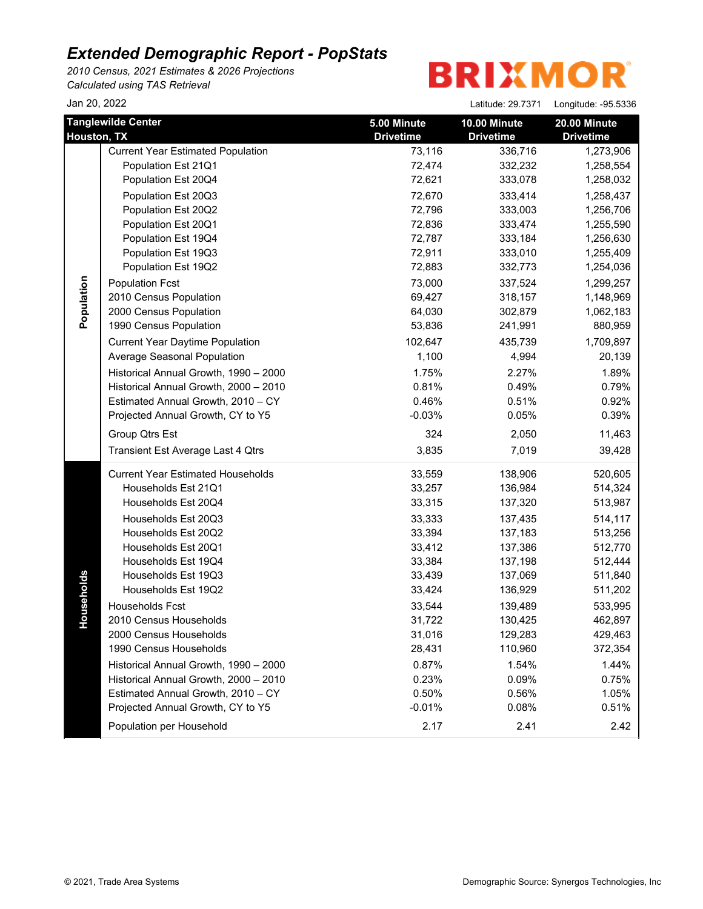# Extended Demographic Report - PopStats

*2010 Census, 2021 Estimates & 2026 Projections*
*Calculated using TAS Retrieval*

BRIXMOR

Jan 20, 2022

Latitude: 29.7371 Longitude: -95.5336

| Tanglewilde Center Houston, TX | | 5.00 Minute Drivetime | 10.00 Minute Drivetime | 20.00 Minute Drivetime |
|---|---|---|---|---|
| Population | Current Year Estimated Population | 73,116 | 336,716 | 1,273,906 |
| | Population Est 21Q1 | 72,474 | 332,232 | 1,258,554 |
| | Population Est 20Q4 | 72,621 | 333,078 | 1,258,032 |
| | Population Est 20Q3 | 72,670 | 333,414 | 1,258,437 |
| | Population Est 20Q2 | 72,796 | 333,003 | 1,256,706 |
| | Population Est 20Q1 | 72,836 | 333,474 | 1,255,590 |
| | Population Est 19Q4 | 72,787 | 333,184 | 1,256,630 |
| | Population Est 19Q3 | 72,911 | 333,010 | 1,255,409 |
| | Population Est 19Q2 | 72,883 | 332,773 | 1,254,036 |
| | Population Fcst | 73,000 | 337,524 | 1,299,257 |
| | 2010 Census Population | 69,427 | 318,157 | 1,148,969 |
| | 2000 Census Population | 64,030 | 302,879 | 1,062,183 |
| | 1990 Census Population | 53,836 | 241,991 | 880,959 |
| | Current Year Daytime Population | 102,647 | 435,739 | 1,709,897 |
| | Average Seasonal Population | 1,100 | 4,994 | 20,139 |
| | Historical Annual Growth, 1990 – 2000 | 1.75% | 2.27% | 1.89% |
| | Historical Annual Growth, 2000 – 2010 | 0.81% | 0.49% | 0.79% |
| | Estimated Annual Growth, 2010 – CY | 0.46% | 0.51% | 0.92% |
| | Projected Annual Growth, CY to Y5 | -0.03% | 0.05% | 0.39% |
| | Group Qtrs Est | 324 | 2,050 | 11,463 |
| | Transient Est Average Last 4 Qtrs | 3,835 | 7,019 | 39,428 |
| Households | Current Year Estimated Households | 33,559 | 138,906 | 520,605 |
| | Households Est 21Q1 | 33,257 | 136,984 | 514,324 |
| | Households Est 20Q4 | 33,315 | 137,320 | 513,987 |
| | Households Est 20Q3 | 33,333 | 137,435 | 514,117 |
| | Households Est 20Q2 | 33,394 | 137,183 | 513,256 |
| | Households Est 20Q1 | 33,412 | 137,386 | 512,770 |
| | Households Est 19Q4 | 33,384 | 137,198 | 512,444 |
| | Households Est 19Q3 | 33,439 | 137,069 | 511,840 |
| | Households Est 19Q2 | 33,424 | 136,929 | 511,202 |
| | Households Fcst | 33,544 | 139,489 | 533,995 |
| | 2010 Census Households | 31,722 | 130,425 | 462,897 |
| | 2000 Census Households | 31,016 | 129,283 | 429,463 |
| | 1990 Census Households | 28,431 | 110,960 | 372,354 |
| | Historical Annual Growth, 1990 – 2000 | 0.87% | 1.54% | 1.44% |
| | Historical Annual Growth, 2000 – 2010 | 0.23% | 0.09% | 0.75% |
| | Estimated Annual Growth, 2010 – CY | 0.50% | 0.56% | 1.05% |
| | Projected Annual Growth, CY to Y5 | -0.01% | 0.08% | 0.51% |
| | Population per Household | 2.17 | 2.41 | 2.42 |

© 2021, Trade Area Systems

Demographic Source: Synergos Technologies, Inc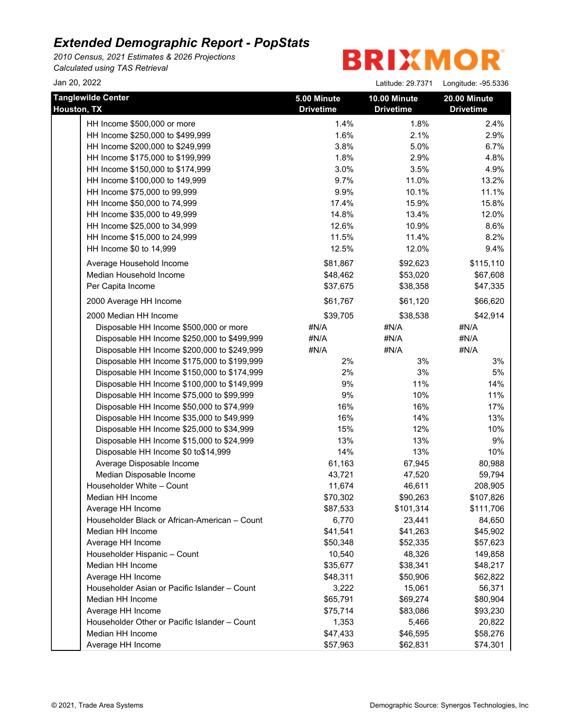# Extended Demographic Report - PopStats

*2010 Census, 2021 Estimates & 2026 Projections*
*Calculated using TAS Retrieval*

BRIXMOR

Jan 20, 2022

Latitude: 29.7371 Longitude: -95.5336

| Tanglewilde Center Houston, TX | 5.00 Minute Drivetime | 10.00 Minute Drivetime | 20.00 Minute Drivetime |
|---|---|---|---|
| HH Income $500,000 or more | 1.4% | 1.8% | 2.4% |
| HH Income $250,000 to $499,999 | 1.6% | 2.1% | 2.9% |
| HH Income $200,000 to $249,999 | 3.8% | 5.0% | 6.7% |
| HH Income $175,000 to $199,999 | 1.8% | 2.9% | 4.8% |
| HH Income $150,000 to $174,999 | 3.0% | 3.5% | 4.9% |
| HH Income $100,000 to 149,999 | 9.7% | 11.0% | 13.2% |
| HH Income $75,000 to 99,999 | 9.9% | 10.1% | 11.1% |
| HH Income $50,000 to 74,999 | 17.4% | 15.9% | 15.8% |
| HH Income $35,000 to 49,999 | 14.8% | 13.4% | 12.0% |
| HH Income $25,000 to 34,999 | 12.6% | 10.9% | 8.6% |
| HH Income $15,000 to 24,999 | 11.5% | 11.4% | 8.2% |
| HH Income $0 to 14,999 | 12.5% | 12.0% | 9.4% |
| Average Household Income | $81,867 | $92,623 | $115,110 |
| Median Household Income | $48,462 | $53,020 | $67,608 |
| Per Capita Income | $37,675 | $38,358 | $47,335 |
| 2000 Average HH Income | $61,767 | $61,120 | $66,620 |
| 2000 Median HH Income | $39,705 | $38,538 | $42,914 |
| Disposable HH Income $500,000 or more | #N/A | #N/A | #N/A |
| Disposable HH Income $250,000 to $499,999 | #N/A | #N/A | #N/A |
| Disposable HH Income $200,000 to $249,999 | #N/A | #N/A | #N/A |
| Disposable HH Income $175,000 to $199,999 | 2% | 3% | 3% |
| Disposable HH Income $150,000 to $174,999 | 2% | 3% | 5% |
| Disposable HH Income $100,000 to $149,999 | 9% | 11% | 14% |
| Disposable HH Income $75,000 to $99,999 | 9% | 10% | 11% |
| Disposable HH Income $50,000 to $74,999 | 16% | 16% | 17% |
| Disposable HH Income $35,000 to $49,999 | 16% | 14% | 13% |
| Disposable HH Income $25,000 to $34,999 | 15% | 12% | 10% |
| Disposable HH Income $15,000 to $24,999 | 13% | 13% | 9% |
| Disposable HH Income $0 to$14,999 | 14% | 13% | 10% |
| Average Disposable Income | 61,163 | 67,945 | 80,988 |
| Median Disposable Income | 43,721 | 47,520 | 59,794 |
| Householder White – Count | 11,674 | 46,611 | 208,905 |
| Median HH Income | $70,302 | $90,263 | $107,826 |
| Average HH Income | $87,533 | $101,314 | $111,706 |
| Householder Black or African-American – Count | 6,770 | 23,441 | 84,650 |
| Median HH Income | $41,541 | $41,263 | $45,902 |
| Average HH Income | $50,348 | $52,335 | $57,623 |
| Householder Hispanic – Count | 10,540 | 48,326 | 149,858 |
| Median HH Income | $35,677 | $38,341 | $48,217 |
| Average HH Income | $48,311 | $50,906 | $62,822 |
| Householder Asian or Pacific Islander – Count | 3,222 | 15,061 | 56,371 |
| Median HH Income | $65,791 | $69,274 | $80,904 |
| Average HH Income | $75,714 | $83,086 | $93,230 |
| Householder Other or Pacific Islander – Count | 1,353 | 5,466 | 20,822 |
| Median HH Income | $47,433 | $46,595 | $58,276 |
| Average HH Income | $57,963 | $62,831 | $74,301 |

© 2021, Trade Area Systems

Demographic Source: Synergos Technologies, Inc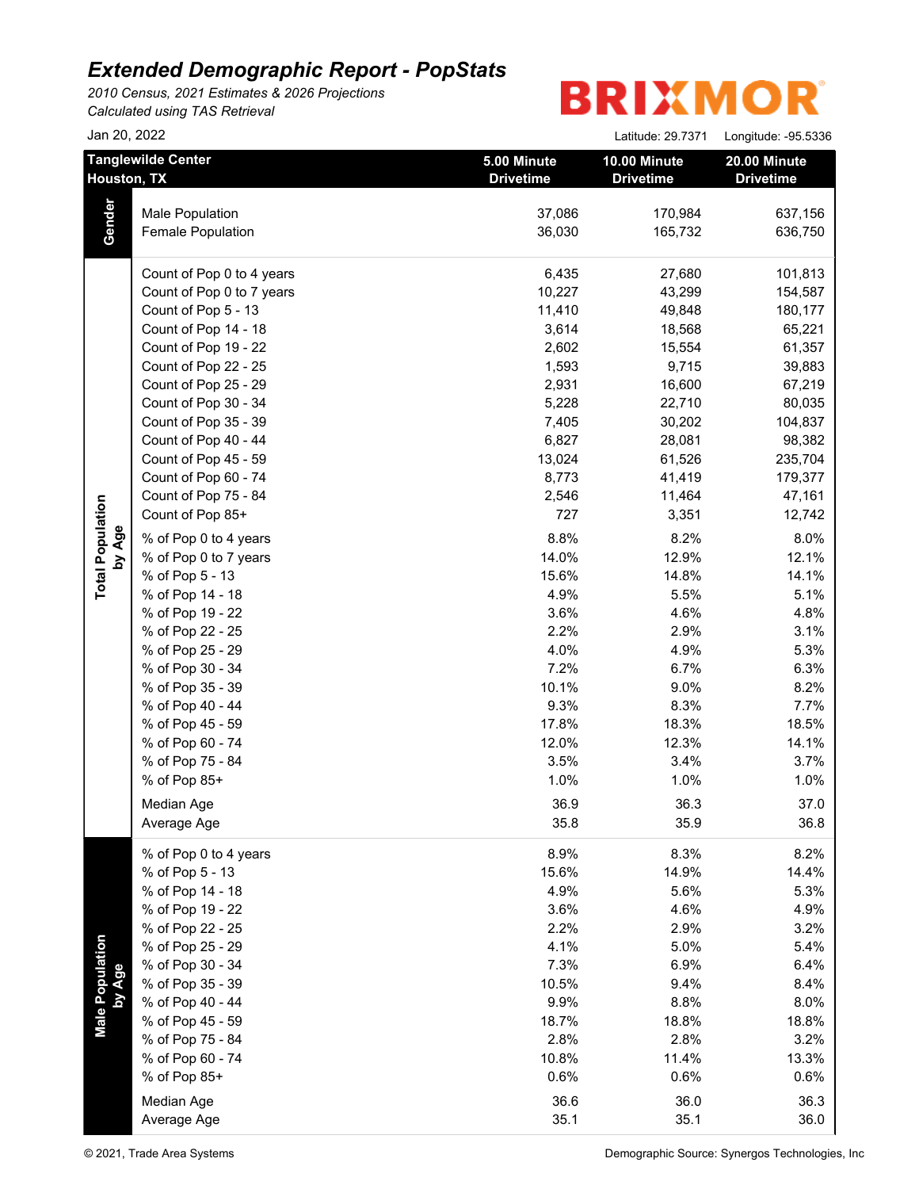# Extended Demographic Report - PopStats

*2010 Census, 2021 Estimates & 2026 Projections*
*Calculated using TAS Retrieval*

BRIXMOR

Jan 20, 2022

Latitude: 29.7371 Longitude: -95.5336

| Tanglewilde Center Houston, TX | | 5.00 Minute Drivetime | 10.00 Minute Drivetime | 20.00 Minute Drivetime |
|---|---|---|---|---|
| Gender | Male Population | 37,086 | 170,984 | 637,156 |
| | Female Population | 36,030 | 165,732 | 636,750 |
| Total Population by Age | Count of Pop 0 to 4 years | 6,435 | 27,680 | 101,813 |
| | Count of Pop 0 to 7 years | 10,227 | 43,299 | 154,587 |
| | Count of Pop 5 - 13 | 11,410 | 49,848 | 180,177 |
| | Count of Pop 14 - 18 | 3,614 | 18,568 | 65,221 |
| | Count of Pop 19 - 22 | 2,602 | 15,554 | 61,357 |
| | Count of Pop 22 - 25 | 1,593 | 9,715 | 39,883 |
| | Count of Pop 25 - 29 | 2,931 | 16,600 | 67,219 |
| | Count of Pop 30 - 34 | 5,228 | 22,710 | 80,035 |
| | Count of Pop 35 - 39 | 7,405 | 30,202 | 104,837 |
| | Count of Pop 40 - 44 | 6,827 | 28,081 | 98,382 |
| | Count of Pop 45 - 59 | 13,024 | 61,526 | 235,704 |
| | Count of Pop 60 - 74 | 8,773 | 41,419 | 179,377 |
| | Count of Pop 75 - 84 | 2,546 | 11,464 | 47,161 |
| | Count of Pop 85+ | 727 | 3,351 | 12,742 |
| | % of Pop 0 to 4 years | 8.8% | 8.2% | 8.0% |
| | % of Pop 0 to 7 years | 14.0% | 12.9% | 12.1% |
| | % of Pop 5 - 13 | 15.6% | 14.8% | 14.1% |
| | % of Pop 14 - 18 | 4.9% | 5.5% | 5.1% |
| | % of Pop 19 - 22 | 3.6% | 4.6% | 4.8% |
| | % of Pop 22 - 25 | 2.2% | 2.9% | 3.1% |
| | % of Pop 25 - 29 | 4.0% | 4.9% | 5.3% |
| | % of Pop 30 - 34 | 7.2% | 6.7% | 6.3% |
| | % of Pop 35 - 39 | 10.1% | 9.0% | 8.2% |
| | % of Pop 40 - 44 | 9.3% | 8.3% | 7.7% |
| | % of Pop 45 - 59 | 17.8% | 18.3% | 18.5% |
| | % of Pop 60 - 74 | 12.0% | 12.3% | 14.1% |
| | % of Pop 75 - 84 | 3.5% | 3.4% | 3.7% |
| | % of Pop 85+ | 1.0% | 1.0% | 1.0% |
| | Median Age | 36.9 | 36.3 | 37.0 |
| | Average Age | 35.8 | 35.9 | 36.8 |
| Male Population by Age | % of Pop 0 to 4 years | 8.9% | 8.3% | 8.2% |
| | % of Pop 5 - 13 | 15.6% | 14.9% | 14.4% |
| | % of Pop 14 - 18 | 4.9% | 5.6% | 5.3% |
| | % of Pop 19 - 22 | 3.6% | 4.6% | 4.9% |
| | % of Pop 22 - 25 | 2.2% | 2.9% | 3.2% |
| | % of Pop 25 - 29 | 4.1% | 5.0% | 5.4% |
| | % of Pop 30 - 34 | 7.3% | 6.9% | 6.4% |
| | % of Pop 35 - 39 | 10.5% | 9.4% | 8.4% |
| | % of Pop 40 - 44 | 9.9% | 8.8% | 8.0% |
| | % of Pop 45 - 59 | 18.7% | 18.8% | 18.8% |
| | % of Pop 75 - 84 | 2.8% | 2.8% | 3.2% |
| | % of Pop 60 - 74 | 10.8% | 11.4% | 13.3% |
| | % of Pop 85+ | 0.6% | 0.6% | 0.6% |
| | Median Age | 36.6 | 36.0 | 36.3 |
| | Average Age | 35.1 | 35.1 | 36.0 |

© 2021, Trade Area Systems    Demographic Source: Synergos Technologies, Inc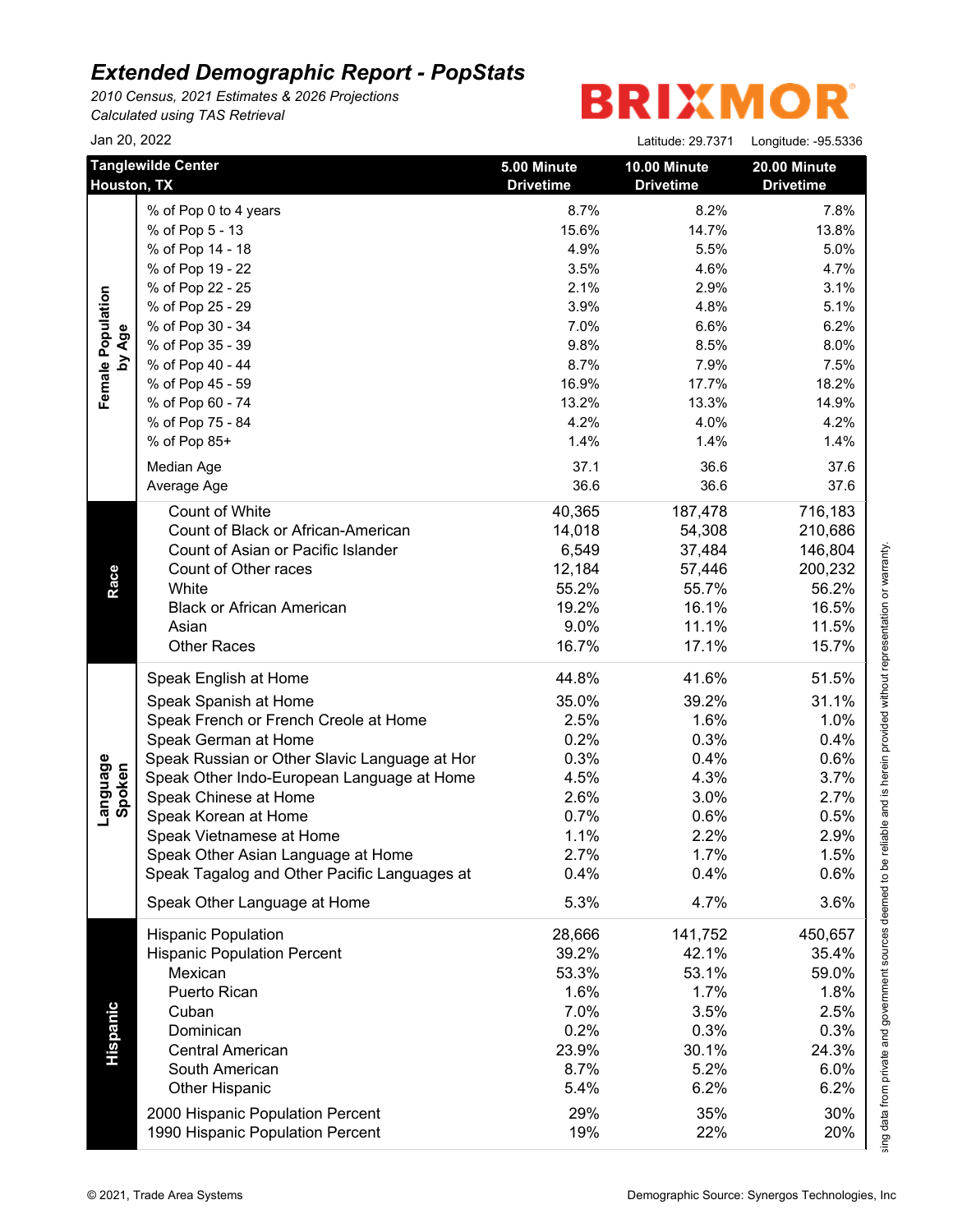# Extended Demographic Report - PopStats

*2010 Census, 2021 Estimates & 2026 Projections*
*Calculated using TAS Retrieval*

Jan 20, 2022

BRIXMOR

Latitude: 29.7371 Longitude: -95.5336

| | Tanglewilde Center Houston, TX | 5.00 Minute Drivetime | 10.00 Minute Drivetime | 20.00 Minute Drivetime |
|---|---|---|---|---|
| Female Population by Age | % of Pop 0 to 4 years | 8.7% | 8.2% | 7.8% |
| | % of Pop 5 - 13 | 15.6% | 14.7% | 13.8% |
| | % of Pop 14 - 18 | 4.9% | 5.5% | 5.0% |
| | % of Pop 19 - 22 | 3.5% | 4.6% | 4.7% |
| | % of Pop 22 - 25 | 2.1% | 2.9% | 3.1% |
| | % of Pop 25 - 29 | 3.9% | 4.8% | 5.1% |
| | % of Pop 30 - 34 | 7.0% | 6.6% | 6.2% |
| | % of Pop 35 - 39 | 9.8% | 8.5% | 8.0% |
| | % of Pop 40 - 44 | 8.7% | 7.9% | 7.5% |
| | % of Pop 45 - 59 | 16.9% | 17.7% | 18.2% |
| | % of Pop 60 - 74 | 13.2% | 13.3% | 14.9% |
| | % of Pop 75 - 84 | 4.2% | 4.0% | 4.2% |
| | % of Pop 85+ | 1.4% | 1.4% | 1.4% |
| | Median Age | 37.1 | 36.6 | 37.6 |
| | Average Age | 36.6 | 36.6 | 37.6 |
| Race | Count of White | 40,365 | 187,478 | 716,183 |
| | Count of Black or African-American | 14,018 | 54,308 | 210,686 |
| | Count of Asian or Pacific Islander | 6,549 | 37,484 | 146,804 |
| | Count of Other races | 12,184 | 57,446 | 200,232 |
| | White | 55.2% | 55.7% | 56.2% |
| | Black or African American | 19.2% | 16.1% | 16.5% |
| | Asian | 9.0% | 11.1% | 11.5% |
| | Other Races | 16.7% | 17.1% | 15.7% |
| Language Spoken | Speak English at Home | 44.8% | 41.6% | 51.5% |
| | Speak Spanish at Home | 35.0% | 39.2% | 31.1% |
| | Speak French or French Creole at Home | 2.5% | 1.6% | 1.0% |
| | Speak German at Home | 0.2% | 0.3% | 0.4% |
| | Speak Russian or Other Slavic Language at Hor | 0.3% | 0.4% | 0.6% |
| | Speak Other Indo-European Language at Home | 4.5% | 4.3% | 3.7% |
| | Speak Chinese at Home | 2.6% | 3.0% | 2.7% |
| | Speak Korean at Home | 0.7% | 0.6% | 0.5% |
| | Speak Vietnamese at Home | 1.1% | 2.2% | 2.9% |
| | Speak Other Asian Language at Home | 2.7% | 1.7% | 1.5% |
| | Speak Tagalog and Other Pacific Languages at | 0.4% | 0.4% | 0.6% |
| | Speak Other Language at Home | 5.3% | 4.7% | 3.6% |
| Hispanic | Hispanic Population | 28,666 | 141,752 | 450,657 |
| | Hispanic Population Percent | 39.2% | 42.1% | 35.4% |
| | Mexican | 53.3% | 53.1% | 59.0% |
| | Puerto Rican | 1.6% | 1.7% | 1.8% |
| | Cuban | 7.0% | 3.5% | 2.5% |
| | Dominican | 0.2% | 0.3% | 0.3% |
| | Central American | 23.9% | 30.1% | 24.3% |
| | South American | 8.7% | 5.2% | 6.0% |
| | Other Hispanic | 5.4% | 6.2% | 6.2% |
| | 2000 Hispanic Population Percent | 29% | 35% | 30% |
| | 1990 Hispanic Population Percent | 19% | 22% | 20% |

sing data from private and government sources deemed to be reliable and is herein provided without representation or warranty.

© 2021, Trade Area Systems

Demographic Source: Synergos Technologies, Inc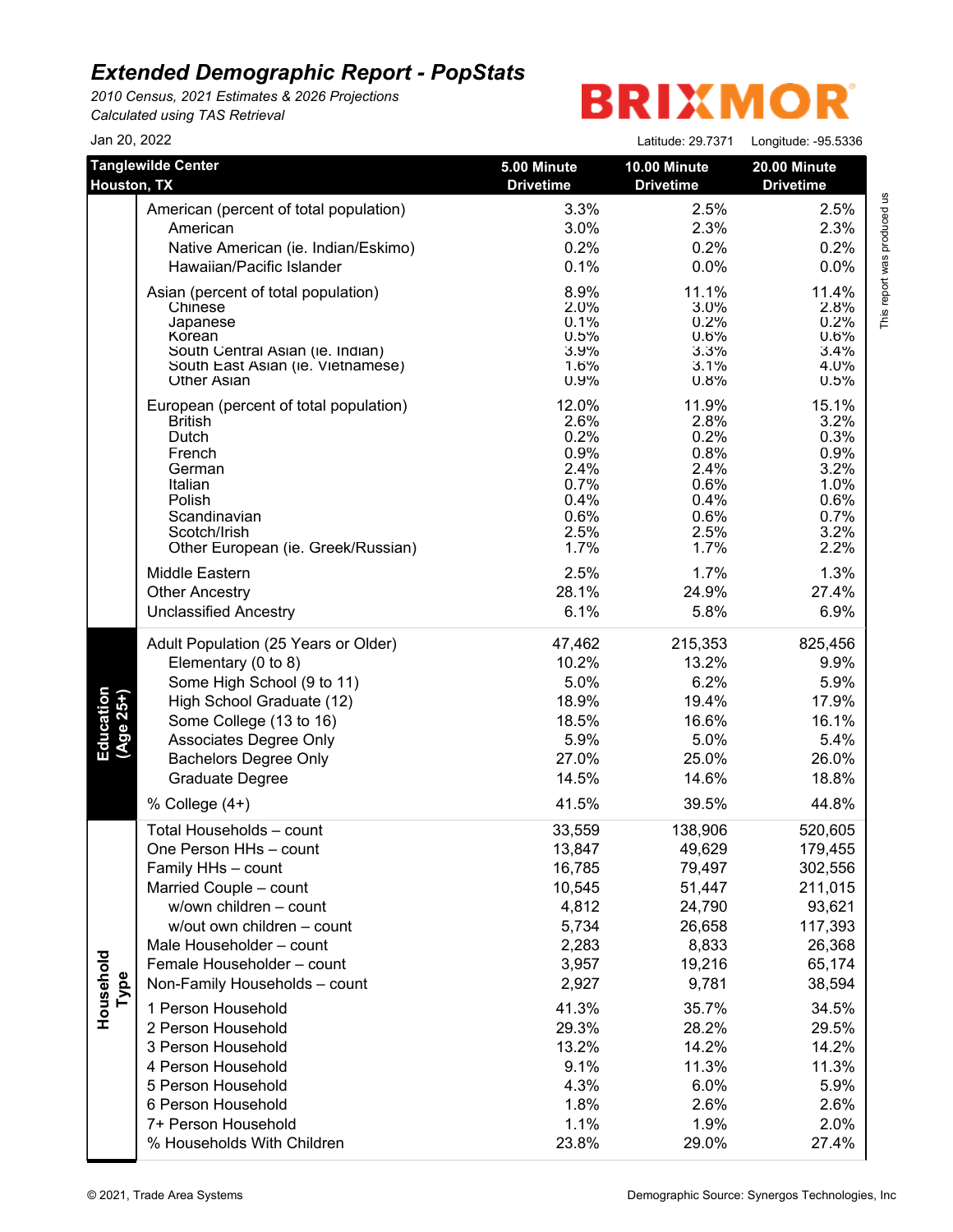# Extended Demographic Report - PopStats

*2010 Census, 2021 Estimates & 2026 Projections*
*Calculated using TAS Retrieval*

BRIXMOR

Jan 20, 2022

Latitude: 29.7371 Longitude: -95.5336

This report was produced us

| Tanglewilde Center Houston, TX | | 5.00 Minute Drivetime | 10.00 Minute Drivetime | 20.00 Minute Drivetime |
|---|---|---|---|---|
| | American (percent of total population) | 3.3% | 2.5% | 2.5% |
| | American | 3.0% | 2.3% | 2.3% |
| | Native American (ie. Indian/Eskimo) | 0.2% | 0.2% | 0.2% |
| | Hawaiian/Pacific Islander | 0.1% | 0.0% | 0.0% |
| | Asian (percent of total population) | 8.9% | 11.1% | 11.4% |
| | Chinese | 2.0% | 3.0% | 2.8% |
| | Japanese | 0.1% | 0.2% | 0.2% |
| | Korean | 0.5% | 0.6% | 0.6% |
| | South Central Asian (ie. Indian) | 3.9% | 3.3% | 3.4% |
| | South East Asian (ie. Vietnamese) | 1.6% | 3.1% | 4.0% |
| | Other Asian | 0.9% | 0.8% | 0.5% |
| | European (percent of total population) | 12.0% | 11.9% | 15.1% |
| | British | 2.6% | 2.8% | 3.2% |
| | Dutch | 0.2% | 0.2% | 0.3% |
| | French | 0.9% | 0.8% | 0.9% |
| | German | 2.4% | 2.4% | 3.2% |
| | Italian | 0.7% | 0.6% | 1.0% |
| | Polish | 0.4% | 0.4% | 0.6% |
| | Scandinavian | 0.6% | 0.6% | 0.7% |
| | Scotch/Irish | 2.5% | 2.5% | 3.2% |
| | Other European (ie. Greek/Russian) | 1.7% | 1.7% | 2.2% |
| | Middle Eastern | 2.5% | 1.7% | 1.3% |
| | Other Ancestry | 28.1% | 24.9% | 27.4% |
| | Unclassified Ancestry | 6.1% | 5.8% | 6.9% |
| Education (Age 25+) | Adult Population (25 Years or Older) | 47,462 | 215,353 | 825,456 |
| | Elementary (0 to 8) | 10.2% | 13.2% | 9.9% |
| | Some High School (9 to 11) | 5.0% | 6.2% | 5.9% |
| | High School Graduate (12) | 18.9% | 19.4% | 17.9% |
| | Some College (13 to 16) | 18.5% | 16.6% | 16.1% |
| | Associates Degree Only | 5.9% | 5.0% | 5.4% |
| | Bachelors Degree Only | 27.0% | 25.0% | 26.0% |
| | Graduate Degree | 14.5% | 14.6% | 18.8% |
| | % College (4+) | 41.5% | 39.5% | 44.8% |
| Household Type | Total Households – count | 33,559 | 138,906 | 520,605 |
| | One Person HHs – count | 13,847 | 49,629 | 179,455 |
| | Family HHs – count | 16,785 | 79,497 | 302,556 |
| | Married Couple – count | 10,545 | 51,447 | 211,015 |
| | w/own children – count | 4,812 | 24,790 | 93,621 |
| | w/out own children – count | 5,734 | 26,658 | 117,393 |
| | Male Householder – count | 2,283 | 8,833 | 26,368 |
| | Female Householder – count | 3,957 | 19,216 | 65,174 |
| | Non-Family Households – count | 2,927 | 9,781 | 38,594 |
| | 1 Person Household | 41.3% | 35.7% | 34.5% |
| | 2 Person Household | 29.3% | 28.2% | 29.5% |
| | 3 Person Household | 13.2% | 14.2% | 14.2% |
| | 4 Person Household | 9.1% | 11.3% | 11.3% |
| | 5 Person Household | 4.3% | 6.0% | 5.9% |
| | 6 Person Household | 1.8% | 2.6% | 2.6% |
| | 7+ Person Household | 1.1% | 1.9% | 2.0% |
| | % Households With Children | 23.8% | 29.0% | 27.4% |

© 2021, Trade Area Systems

Demographic Source: Synergos Technologies, Inc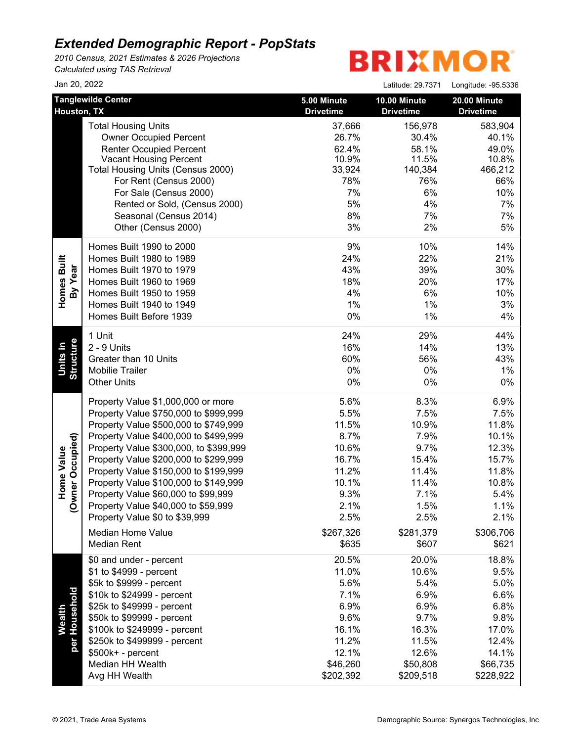# *Extended Demographic Report - PopStats*

*2010 Census, 2021 Estimates & 2026 Projections*
*Calculated using TAS Retrieval*

BRIXMOR

Jan 20, 2022

Latitude: 29.7371 Longitude: -95.5336

| | Tanglewilde Center Houston, TX | 5.00 Minute Drivetime | 10.00 Minute Drivetime | 20.00 Minute Drivetime |
|---|---|---|---|---|
| | Total Housing Units | 37,666 | 156,978 | 583,904 |
| | Owner Occupied Percent | 26.7% | 30.4% | 40.1% |
| | Renter Occupied Percent | 62.4% | 58.1% | 49.0% |
| | Vacant Housing Percent | 10.9% | 11.5% | 10.8% |
| | Total Housing Units (Census 2000) | 33,924 | 140,384 | 466,212 |
| | For Rent (Census 2000) | 78% | 76% | 66% |
| | For Sale (Census 2000) | 7% | 6% | 10% |
| | Rented or Sold, (Census 2000) | 5% | 4% | 7% |
| | Seasonal (Census 2014) | 8% | 7% | 7% |
| | Other (Census 2000) | 3% | 2% | 5% |
| Homes Built By Year | Homes Built 1990 to 2000 | 9% | 10% | 14% |
| | Homes Built 1980 to 1989 | 24% | 22% | 21% |
| | Homes Built 1970 to 1979 | 43% | 39% | 30% |
| | Homes Built 1960 to 1969 | 18% | 20% | 17% |
| | Homes Built 1950 to 1959 | 4% | 6% | 10% |
| | Homes Built 1940 to 1949 | 1% | 1% | 3% |
| | Homes Built Before 1939 | 0% | 1% | 4% |
| Units in Structure | 1 Unit | 24% | 29% | 44% |
| | 2 - 9 Units | 16% | 14% | 13% |
| | Greater than 10 Units | 60% | 56% | 43% |
| | Mobilie Trailer | 0% | 0% | 1% |
| | Other Units | 0% | 0% | 0% |
| Home Value (Owner Occupied) | Property Value $1,000,000 or more | 5.6% | 8.3% | 6.9% |
| | Property Value $750,000 to $999,999 | 5.5% | 7.5% | 7.5% |
| | Property Value $500,000 to $749,999 | 11.5% | 10.9% | 11.8% |
| | Property Value $400,000 to $499,999 | 8.7% | 7.9% | 10.1% |
| | Property Value $300,000, to $399,999 | 10.6% | 9.7% | 12.3% |
| | Property Value $200,000 to $299,999 | 16.7% | 15.4% | 15.7% |
| | Property Value $150,000 to $199,999 | 11.2% | 11.4% | 11.8% |
| | Property Value $100,000 to $149,999 | 10.1% | 11.4% | 10.8% |
| | Property Value $60,000 to $99,999 | 9.3% | 7.1% | 5.4% |
| | Property Value $40,000 to $59,999 | 2.1% | 1.5% | 1.1% |
| | Property Value $0 to $39,999 | 2.5% | 2.5% | 2.1% |
| | Median Home Value | $267,326 | $281,379 | $306,706 |
| | Median Rent | $635 | $607 | $621 |
| Wealth per Household | $0 and under - percent | 20.5% | 20.0% | 18.8% |
| | $1 to $4999 - percent | 11.0% | 10.6% | 9.5% |
| | $5k to $9999 - percent | 5.6% | 5.4% | 5.0% |
| | $10k to $24999 - percent | 7.1% | 6.9% | 6.6% |
| | $25k to $49999 - percent | 6.9% | 6.9% | 6.8% |
| | $50k to $99999 - percent | 9.6% | 9.7% | 9.8% |
| | $100k to $249999 - percent | 16.1% | 16.3% | 17.0% |
| | $250k to $499999 - percent | 11.2% | 11.5% | 12.4% |
| | $500k+ - percent | 12.1% | 12.6% | 14.1% |
| | Median HH Wealth | $46,260 | $50,808 | $66,735 |
| | Avg HH Wealth | $202,392 | $209,518 | $228,922 |

© 2021, Trade Area Systems

Demographic Source: Synergos Technologies, Inc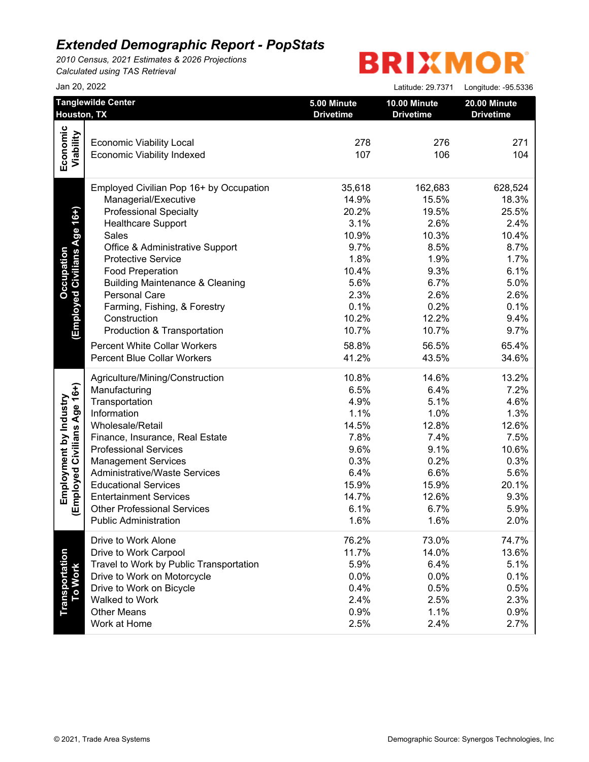# *Extended Demographic Report - PopStats*

*2010 Census, 2021 Estimates & 2026 Projections*
*Calculated using TAS Retrieval*

BRIXMOR

Jan 20, 2022

Latitude: 29.7371 Longitude: -95.5336

| | Tanglewilde Center<br>Houston, TX | 5.00 Minute Drivetime | 10.00 Minute Drivetime | 20.00 Minute Drivetime |
|---|---|---|---|---|
| **Economic Viability** | Economic Viability Local | 278 | 276 | 271 |
| | Economic Viability Indexed | 107 | 106 | 104 |
| **Occupation (Employed Civilians Age 16+)** | Employed Civilian Pop 16+ by Occupation | 35,618 | 162,683 | 628,524 |
| | Managerial/Executive | 14.9% | 15.5% | 18.3% |
| | Professional Specialty | 20.2% | 19.5% | 25.5% |
| | Healthcare Support | 3.1% | 2.6% | 2.4% |
| | Sales | 10.9% | 10.3% | 10.4% |
| | Office & Administrative Support | 9.7% | 8.5% | 8.7% |
| | Protective Service | 1.8% | 1.9% | 1.7% |
| | Food Preparation | 10.4% | 9.3% | 6.1% |
| | Building Maintenance & Cleaning | 5.6% | 6.7% | 5.0% |
| | Personal Care | 2.3% | 2.6% | 2.6% |
| | Farming, Fishing, & Forestry | 0.1% | 0.2% | 0.1% |
| | Construction | 10.2% | 12.2% | 9.4% |
| | Production & Transportation | 10.7% | 10.7% | 9.7% |
| | Percent White Collar Workers | 58.8% | 56.5% | 65.4% |
| | Percent Blue Collar Workers | 41.2% | 43.5% | 34.6% |
| **Employment by Industry (Employed Civilians Age 16+)** | Agriculture/Mining/Construction | 10.8% | 14.6% | 13.2% |
| | Manufacturing | 6.5% | 6.4% | 7.2% |
| | Transportation | 4.9% | 5.1% | 4.6% |
| | Information | 1.1% | 1.0% | 1.3% |
| | Wholesale/Retail | 14.5% | 12.8% | 12.6% |
| | Finance, Insurance, Real Estate | 7.8% | 7.4% | 7.5% |
| | Professional Services | 9.6% | 9.1% | 10.6% |
| | Management Services | 0.3% | 0.2% | 0.3% |
| | Administrative/Waste Services | 6.4% | 6.6% | 5.6% |
| | Educational Services | 15.9% | 15.9% | 20.1% |
| | Entertainment Services | 14.7% | 12.6% | 9.3% |
| | Other Professional Services | 6.1% | 6.7% | 5.9% |
| | Public Administration | 1.6% | 1.6% | 2.0% |
| **Transportation To Work** | Drive to Work Alone | 76.2% | 73.0% | 74.7% |
| | Drive to Work Carpool | 11.7% | 14.0% | 13.6% |
| | Travel to Work by Public Transportation | 5.9% | 6.4% | 5.1% |
| | Drive to Work on Motorcycle | 0.0% | 0.0% | 0.1% |
| | Drive to Work on Bicycle | 0.4% | 0.5% | 0.5% |
| | Walked to Work | 2.4% | 2.5% | 2.3% |
| | Other Means | 0.9% | 1.1% | 0.9% |
| | Work at Home | 2.5% | 2.4% | 2.7% |

© 2021, Trade Area Systems

Demographic Source: Synergos Technologies, Inc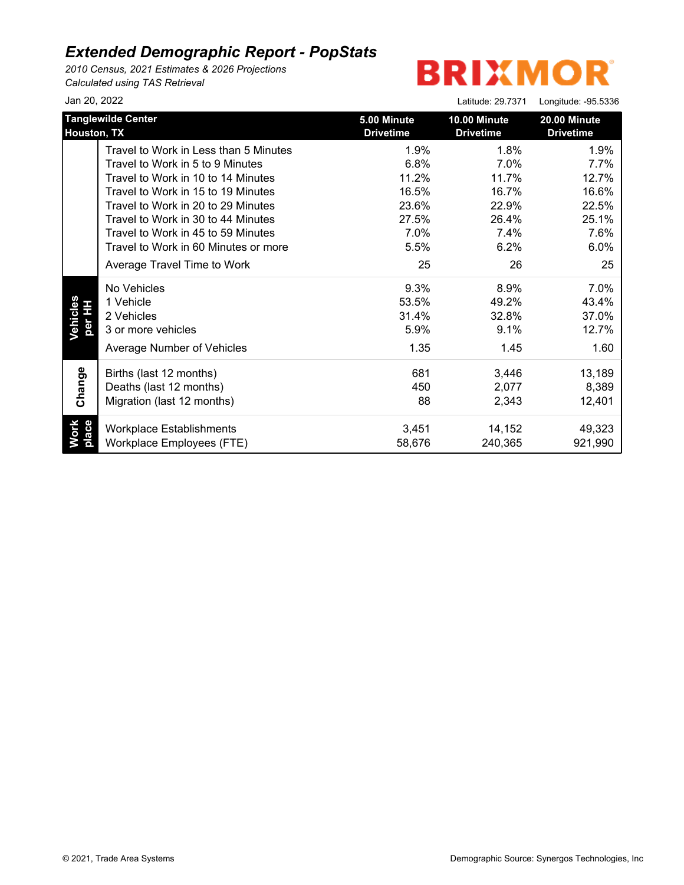# Extended Demographic Report - PopStats

*2010 Census, 2021 Estimates & 2026 Projections*
*Calculated using TAS Retrieval*

BRIXMOR

Jan 20, 2022

Latitude: 29.7371 Longitude: -95.5336

| Tanglewilde Center Houston, TX | | 5.00 Minute Drivetime | 10.00 Minute Drivetime | 20.00 Minute Drivetime |
|---|---|---|---|---|
| | Travel to Work in Less than 5 Minutes | 1.9% | 1.8% | 1.9% |
| | Travel to Work in 5 to 9 Minutes | 6.8% | 7.0% | 7.7% |
| | Travel to Work in 10 to 14 Minutes | 11.2% | 11.7% | 12.7% |
| | Travel to Work in 15 to 19 Minutes | 16.5% | 16.7% | 16.6% |
| | Travel to Work in 20 to 29 Minutes | 23.6% | 22.9% | 22.5% |
| | Travel to Work in 30 to 44 Minutes | 27.5% | 26.4% | 25.1% |
| | Travel to Work in 45 to 59 Minutes | 7.0% | 7.4% | 7.6% |
| | Travel to Work in 60 Minutes or more | 5.5% | 6.2% | 6.0% |
| | Average Travel Time to Work | 25 | 26 | 25 |
| Vehicles per HH | No Vehicles | 9.3% | 8.9% | 7.0% |
| | 1 Vehicle | 53.5% | 49.2% | 43.4% |
| | 2 Vehicles | 31.4% | 32.8% | 37.0% |
| | 3 or more vehicles | 5.9% | 9.1% | 12.7% |
| | Average Number of Vehicles | 1.35 | 1.45 | 1.60 |
| Change | Births (last 12 months) | 681 | 3,446 | 13,189 |
| | Deaths (last 12 months) | 450 | 2,077 | 8,389 |
| | Migration (last 12 months) | 88 | 2,343 | 12,401 |
| Work place | Workplace Establishments | 3,451 | 14,152 | 49,323 |
| | Workplace Employees (FTE) | 58,676 | 240,365 | 921,990 |

© 2021, Trade Area Systems

Demographic Source: Synergos Technologies, Inc